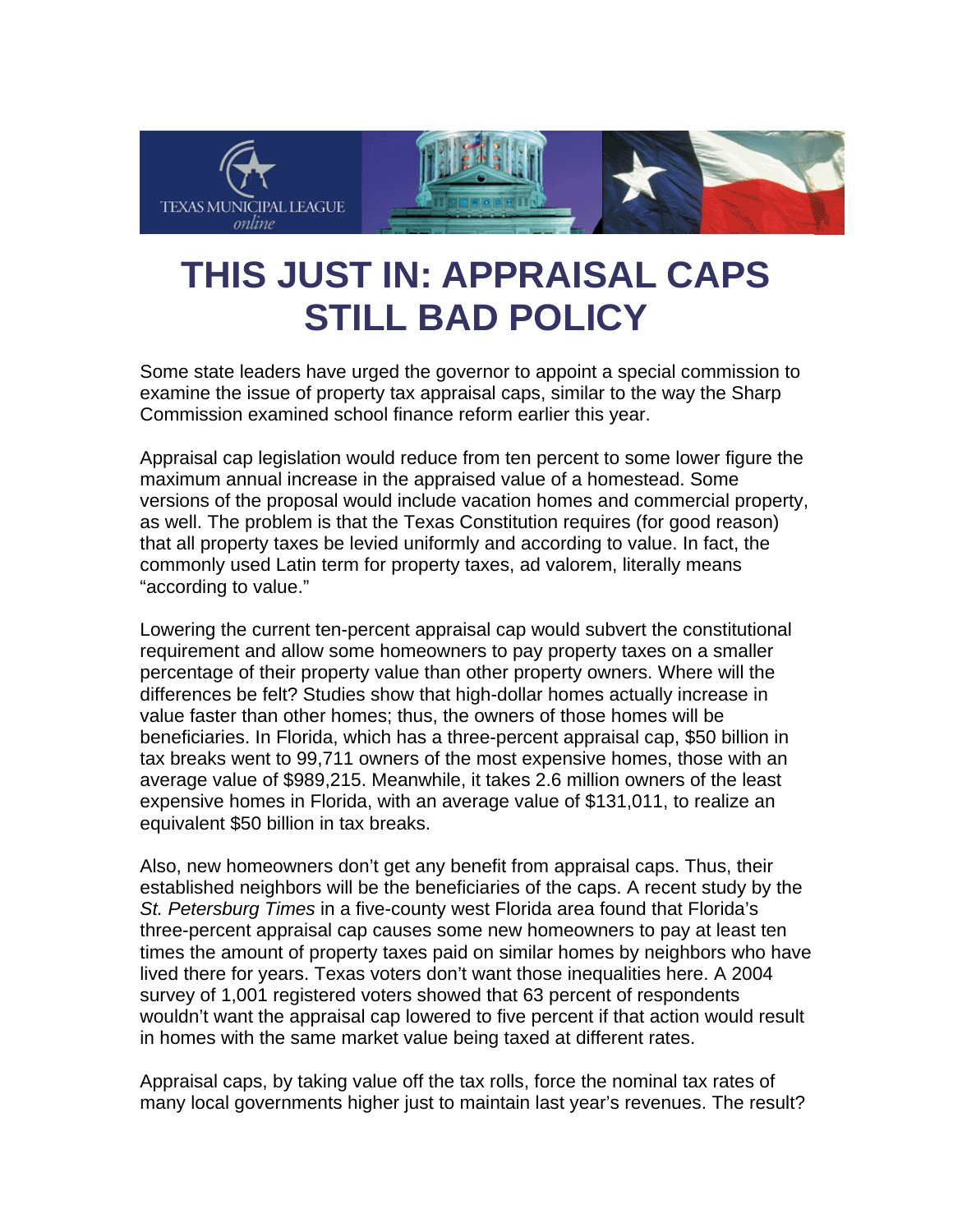# THIS JUST IN: APPRAISAL CAPS STILL BAD POLICY

Some state leaders have urged the governor to appoint a special commission to examine the issue of property tax appraisal caps, similar to the way the Sharp Commission examined school finance reform earlier this year.

Appraisal cap legislation would reduce from ten percent to some lower figure the maximum annual increase in the appraised value of a homestead. Some versions of the proposal would include vacation homes and commercial property, as well. The problem is that the Texas Constitution requires (for good reason) that all property taxes be levied uniformly and according to value. In fact, the commonly used Latin term for property taxes, ad valorem, literally means "according to value."

Lowering the current ten-percent appraisal cap would subvert the constitutional requirement and allow some homeowners to pay property taxes on a smaller percentage of their property value than other property owners. Where will the differences be felt? Studies show that high-dollar homes actually increase in value faster than other homes; thus, the owners of those homes will be beneficiaries. In Florida, which has a three-percent appraisal cap, $50 billion in tax breaks went to 99,711 owners of the most expensive homes, those with an average value of $989,215. Meanwhile, it takes 2.6 million owners of the least expensive homes in Florida, with an average value of $131,011, to realize an equivalent $50 billion in tax breaks.

Also, new homeowners don't get any benefit from appraisal caps. Thus, their established neighbors will be the beneficiaries of the caps. A recent study by the *St. Petersburg Times* in a five-county west Florida area found that Florida's three-percent appraisal cap causes some new homeowners to pay at least ten times the amount of property taxes paid on similar homes by neighbors who have lived there for years. Texas voters don't want those inequalities here. A 2004 survey of 1,001 registered voters showed that 63 percent of respondents wouldn't want the appraisal cap lowered to five percent if that action would result in homes with the same market value being taxed at different rates.

Appraisal caps, by taking value off the tax rolls, force the nominal tax rates of many local governments higher just to maintain last year's revenues. The result?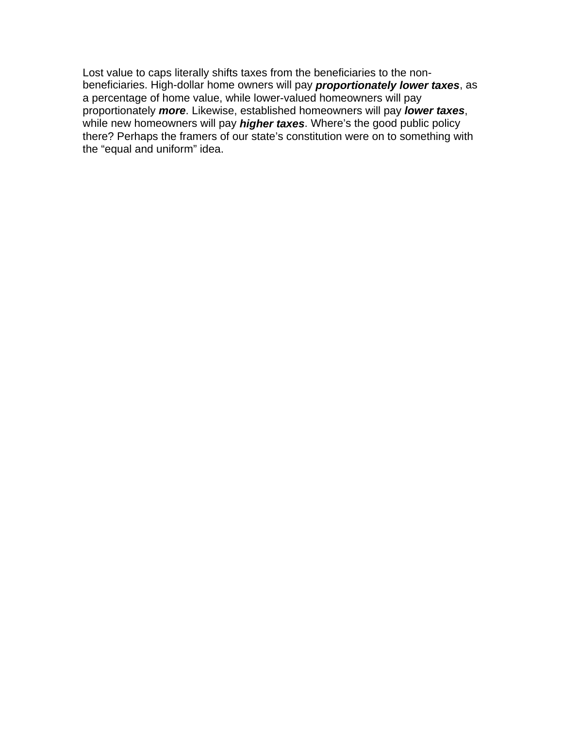Lost value to caps literally shifts taxes from the beneficiaries to the non-beneficiaries. High-dollar home owners will pay ***proportionately lower taxes***, as a percentage of home value, while lower-valued homeowners will pay proportionately ***more***. Likewise, established homeowners will pay ***lower taxes***, while new homeowners will pay ***higher taxes***. Where's the good public policy there? Perhaps the framers of our state's constitution were on to something with the "equal and uniform" idea.